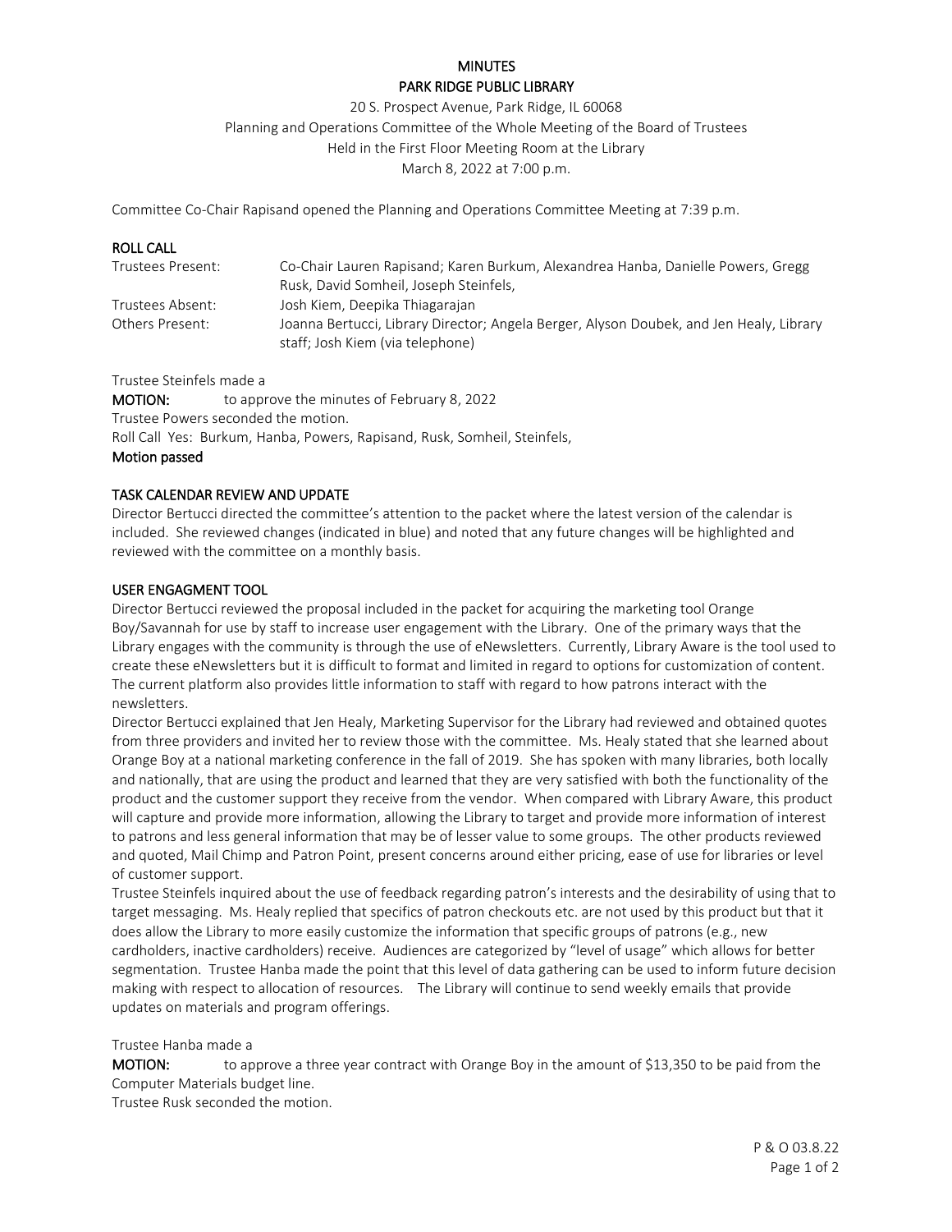**MINUTES**

**PARK RIDGE PUBLIC LIBRARY**

20 S. Prospect Avenue, Park Ridge, IL 60068
Planning and Operations Committee of the Whole Meeting of the Board of Trustees
Held in the First Floor Meeting Room at the Library
March 8, 2022 at 7:00 p.m.

Committee Co-Chair Rapisand opened the Planning and Operations Committee Meeting at 7:39 p.m.

**ROLL CALL**

| | |
|---|---|
| Trustees Present: | Co-Chair Lauren Rapisand; Karen Burkum, Alexandrea Hanba, Danielle Powers, Gregg Rusk, David Somheil, Joseph Steinfels, |
| Trustees Absent: | Josh Kiem, Deepika Thiagarajan |
| Others Present: | Joanna Bertucci, Library Director; Angela Berger, Alyson Doubek, and Jen Healy, Library staff; Josh Kiem (via telephone) |

Trustee Steinfels made a

**MOTION:** to approve the minutes of February 8, 2022

Trustee Powers seconded the motion.

Roll Call Yes: Burkum, Hanba, Powers, Rapisand, Rusk, Somheil, Steinfels,

**Motion passed**

**TASK CALENDAR REVIEW AND UPDATE**

Director Bertucci directed the committee's attention to the packet where the latest version of the calendar is included. She reviewed changes (indicated in blue) and noted that any future changes will be highlighted and reviewed with the committee on a monthly basis.

**USER ENGAGMENT TOOL**

Director Bertucci reviewed the proposal included in the packet for acquiring the marketing tool Orange Boy/Savannah for use by staff to increase user engagement with the Library. One of the primary ways that the Library engages with the community is through the use of eNewsletters. Currently, Library Aware is the tool used to create these eNewsletters but it is difficult to format and limited in regard to options for customization of content. The current platform also provides little information to staff with regard to how patrons interact with the newsletters.

Director Bertucci explained that Jen Healy, Marketing Supervisor for the Library had reviewed and obtained quotes from three providers and invited her to review those with the committee. Ms. Healy stated that she learned about Orange Boy at a national marketing conference in the fall of 2019. She has spoken with many libraries, both locally and nationally, that are using the product and learned that they are very satisfied with both the functionality of the product and the customer support they receive from the vendor. When compared with Library Aware, this product will capture and provide more information, allowing the Library to target and provide more information of interest to patrons and less general information that may be of lesser value to some groups. The other products reviewed and quoted, Mail Chimp and Patron Point, present concerns around either pricing, ease of use for libraries or level of customer support.

Trustee Steinfels inquired about the use of feedback regarding patron's interests and the desirability of using that to target messaging. Ms. Healy replied that specifics of patron checkouts etc. are not used by this product but that it does allow the Library to more easily customize the information that specific groups of patrons (e.g., new cardholders, inactive cardholders) receive. Audiences are categorized by "level of usage" which allows for better segmentation. Trustee Hanba made the point that this level of data gathering can be used to inform future decision making with respect to allocation of resources. The Library will continue to send weekly emails that provide updates on materials and program offerings.

Trustee Hanba made a

**MOTION:** to approve a three year contract with Orange Boy in the amount of $13,350 to be paid from the Computer Materials budget line.

Trustee Rusk seconded the motion.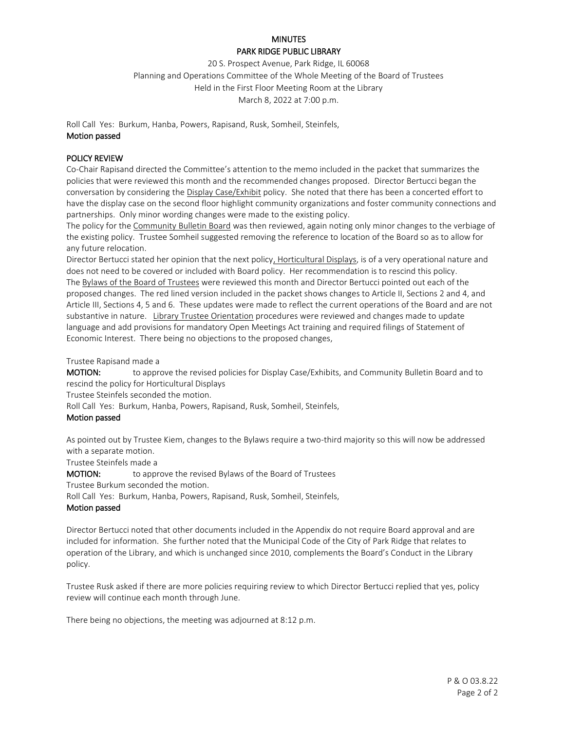**MINUTES**

**PARK RIDGE PUBLIC LIBRARY**

20 S. Prospect Avenue, Park Ridge, IL 60068

Planning and Operations Committee of the Whole Meeting of the Board of Trustees

Held in the First Floor Meeting Room at the Library

March 8, 2022 at 7:00 p.m.

Roll Call Yes: Burkum, Hanba, Powers, Rapisand, Rusk, Somheil, Steinfels,

**Motion passed**

**POLICY REVIEW**

Co-Chair Rapisand directed the Committee's attention to the memo included in the packet that summarizes the policies that were reviewed this month and the recommended changes proposed. Director Bertucci began the conversation by considering the Display Case/Exhibit policy. She noted that there has been a concerted effort to have the display case on the second floor highlight community organizations and foster community connections and partnerships. Only minor wording changes were made to the existing policy.

The policy for the Community Bulletin Board was then reviewed, again noting only minor changes to the verbiage of the existing policy. Trustee Somheil suggested removing the reference to location of the Board so as to allow for any future relocation.

Director Bertucci stated her opinion that the next policy, Horticultural Displays, is of a very operational nature and does not need to be covered or included with Board policy. Her recommendation is to rescind this policy.

The Bylaws of the Board of Trustees were reviewed this month and Director Bertucci pointed out each of the proposed changes. The red lined version included in the packet shows changes to Article II, Sections 2 and 4, and Article III, Sections 4, 5 and 6. These updates were made to reflect the current operations of the Board and are not substantive in nature. Library Trustee Orientation procedures were reviewed and changes made to update language and add provisions for mandatory Open Meetings Act training and required filings of Statement of Economic Interest. There being no objections to the proposed changes,

Trustee Rapisand made a

**MOTION:** to approve the revised policies for Display Case/Exhibits, and Community Bulletin Board and to rescind the policy for Horticultural Displays

Trustee Steinfels seconded the motion.

Roll Call Yes: Burkum, Hanba, Powers, Rapisand, Rusk, Somheil, Steinfels,

**Motion passed**

As pointed out by Trustee Kiem, changes to the Bylaws require a two-third majority so this will now be addressed with a separate motion.

Trustee Steinfels made a

**MOTION:** to approve the revised Bylaws of the Board of Trustees

Trustee Burkum seconded the motion.

Roll Call Yes: Burkum, Hanba, Powers, Rapisand, Rusk, Somheil, Steinfels,

**Motion passed**

Director Bertucci noted that other documents included in the Appendix do not require Board approval and are included for information. She further noted that the Municipal Code of the City of Park Ridge that relates to operation of the Library, and which is unchanged since 2010, complements the Board's Conduct in the Library policy.

Trustee Rusk asked if there are more policies requiring review to which Director Bertucci replied that yes, policy review will continue each month through June.

There being no objections, the meeting was adjourned at 8:12 p.m.

P & O 03.8.22